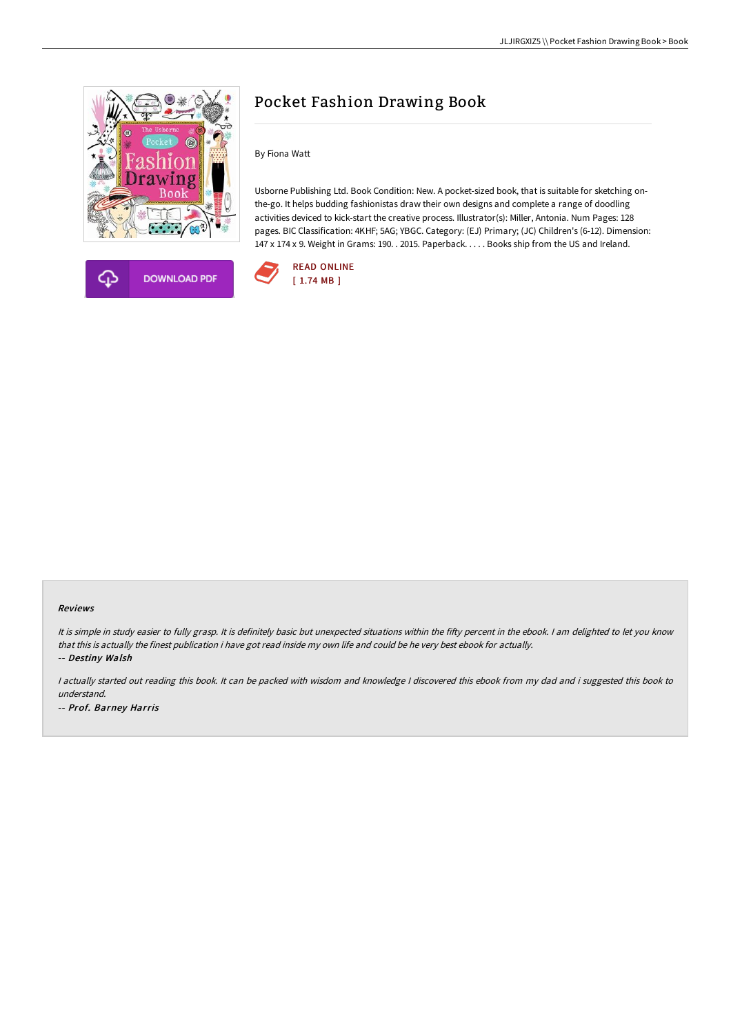# Pocket Fashion Drawing Book

By Fiona Watt

Usborne Publishing Ltd. Book Condition: New. A pocket-sized book, that is suitable for sketching on-the-go. It helps budding fashionistas draw their own designs and complete a range of doodling activities deviced to kick-start the creative process. Illustrator(s): Miller, Antonia. Num Pages: 128 pages. BIC Classification: 4KHF; 5AG; YBGC. Category: (EJ) Primary; (JC) Children's (6-12). Dimension: 147 x 174 x 9. Weight in Grams: 190. . 2015. Paperback. . . . . Books ship from the US and Ireland.

DOWNLOAD PDF

READ ONLINE
[ 1.74 MB ]

### Reviews

*It is simple in study easier to fully grasp. It is definitely basic but unexpected situations within the fifty percent in the ebook. I am delighted to let you know that this is actually the finest publication i have got read inside my own life and could be he very best ebook for actually.*

-- ***Destiny Walsh***

*I actually started out reading this book. It can be packed with wisdom and knowledge I discovered this ebook from my dad and i suggested this book to understand.*

-- ***Prof. Barney Harris***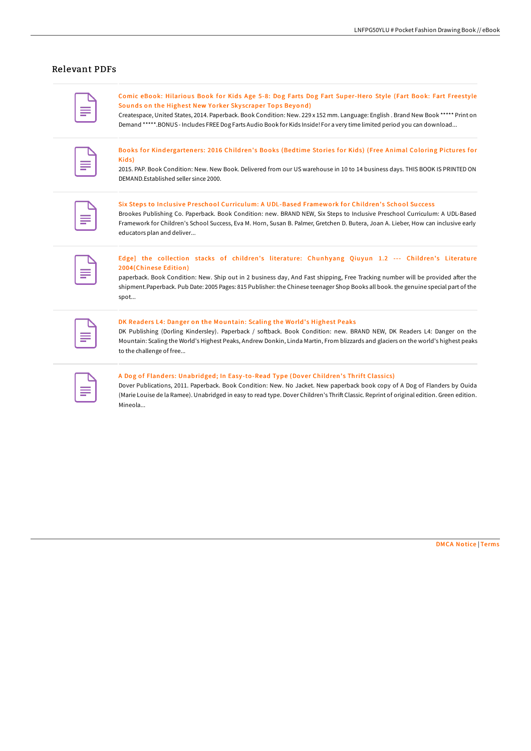## Relevant PDFs

**Comic eBook: Hilarious Book for Kids Age 5-8: Dog Farts Dog Fart Super-Hero Style (Fart Book: Fart Freestyle Sounds on the Highest New Yorker Skyscraper Tops Beyond)**

Createspace, United States, 2014. Paperback. Book Condition: New. 229 x 152 mm. Language: English . Brand New Book ***** Print on Demand *****.BONUS - Includes FREE Dog Farts Audio Book for Kids Inside! For a very time limited period you can download...

**Books for Kindergarteners: 2016 Children's Books (Bedtime Stories for Kids) (Free Animal Coloring Pictures for Kids)**

2015. PAP. Book Condition: New. New Book. Delivered from our US warehouse in 10 to 14 business days. THIS BOOK IS PRINTED ON DEMAND.Established seller since 2000.

**Six Steps to Inclusive Preschool Curriculum: A UDL-Based Framework for Children's School Success**

Brookes Publishing Co. Paperback. Book Condition: new. BRAND NEW, Six Steps to Inclusive Preschool Curriculum: A UDL-Based Framework for Children's School Success, Eva M. Horn, Susan B. Palmer, Gretchen D. Butera, Joan A. Lieber, How can inclusive early educators plan and deliver...

**Edge] the collection stacks of children's literature: Chunhyang Qiuyun 1.2 --- Children's Literature 2004(Chinese Edition)**

paperback. Book Condition: New. Ship out in 2 business day, And Fast shipping, Free Tracking number will be provided after the shipment.Paperback. Pub Date: 2005 Pages: 815 Publisher: the Chinese teenager Shop Books all book. the genuine special part of the spot...

**DK Readers L4: Danger on the Mountain: Scaling the World's Highest Peaks**

DK Publishing (Dorling Kindersley). Paperback / softback. Book Condition: new. BRAND NEW, DK Readers L4: Danger on the Mountain: Scaling the World's Highest Peaks, Andrew Donkin, Linda Martin, From blizzards and glaciers on the world's highest peaks to the challenge of free...

**A Dog of Flanders: Unabridged; In Easy-to-Read Type (Dover Children's Thrift Classics)**

Dover Publications, 2011. Paperback. Book Condition: New. No Jacket. New paperback book copy of A Dog of Flanders by Ouida (Marie Louise de la Ramee). Unabridged in easy to read type. Dover Children's Thrift Classic. Reprint of original edition. Green edition. Mineola...

DMCA Notice | Terms